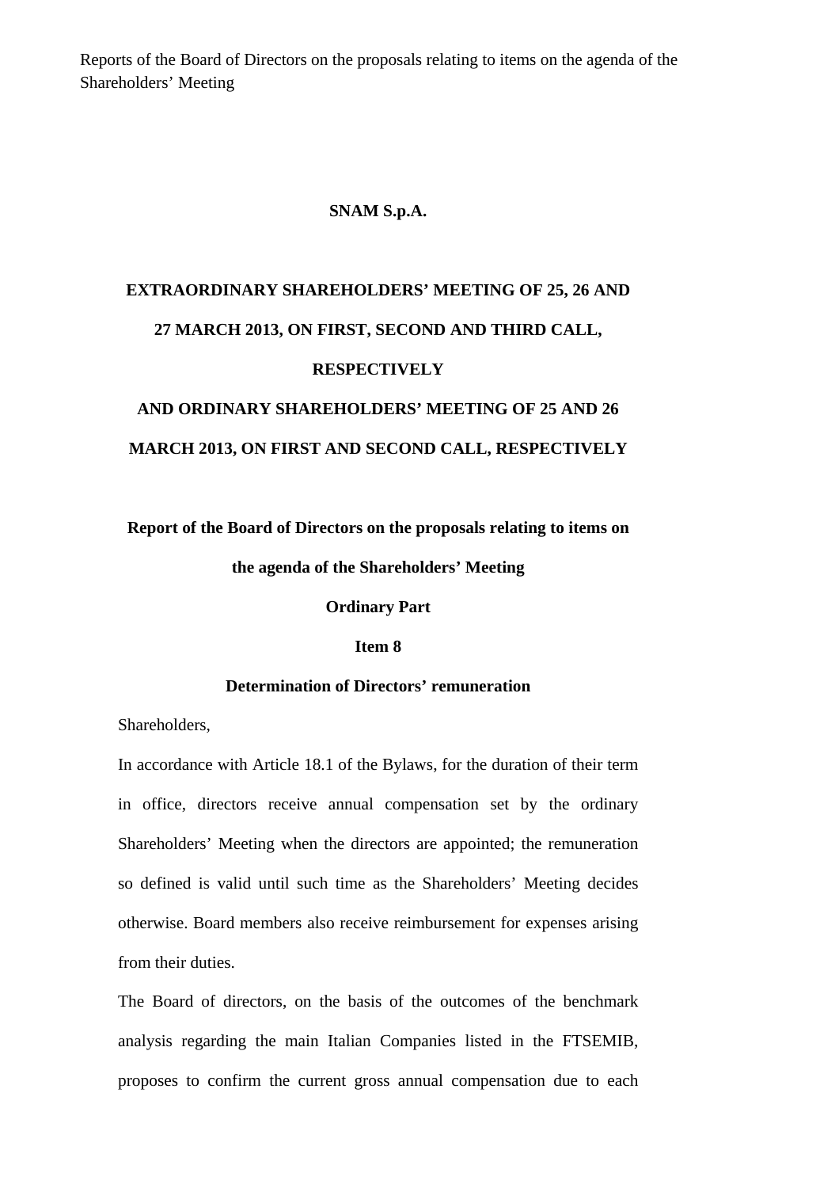Reports of the Board of Directors on the proposals relating to items on the agenda of the Shareholders' Meeting

**SNAM S.p.A.**

**EXTRAORDINARY SHAREHOLDERS' MEETING OF 25, 26 AND 27 MARCH 2013, ON FIRST, SECOND AND THIRD CALL, RESPECTIVELY**

**AND ORDINARY SHAREHOLDERS' MEETING OF 25 AND 26 MARCH 2013, ON FIRST AND SECOND CALL, RESPECTIVELY**

**Report of the Board of Directors on the proposals relating to items on the agenda of the Shareholders' Meeting**

**Ordinary Part**

**Item 8**

**Determination of Directors' remuneration**

Shareholders,

In accordance with Article 18.1 of the Bylaws, for the duration of their term in office, directors receive annual compensation set by the ordinary Shareholders' Meeting when the directors are appointed; the remuneration so defined is valid until such time as the Shareholders' Meeting decides otherwise. Board members also receive reimbursement for expenses arising from their duties.

The Board of directors, on the basis of the outcomes of the benchmark analysis regarding the main Italian Companies listed in the FTSEMIB, proposes to confirm the current gross annual compensation due to each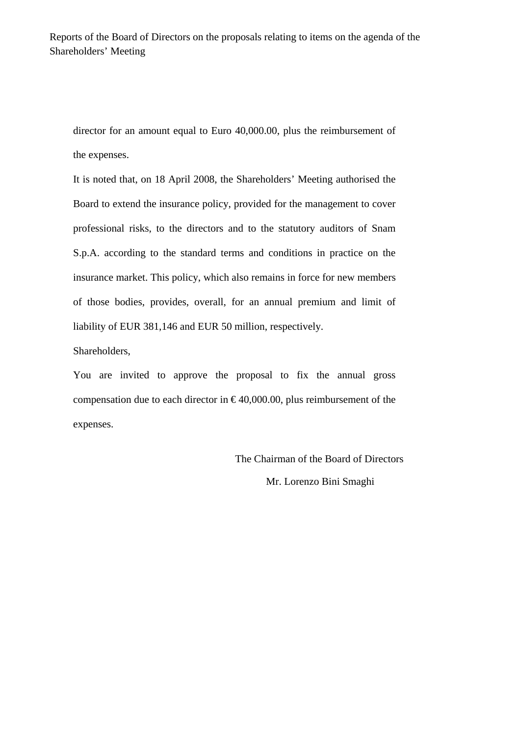director for an amount equal to Euro 40,000.00, plus the reimbursement of the expenses.

It is noted that, on 18 April 2008, the Shareholders' Meeting authorised the Board to extend the insurance policy, provided for the management to cover professional risks, to the directors and to the statutory auditors of Snam S.p.A. according to the standard terms and conditions in practice on the insurance market. This policy, which also remains in force for new members of those bodies, provides, overall, for an annual premium and limit of liability of EUR 381,146 and EUR 50 million, respectively.

Shareholders,

You are invited to approve the proposal to fix the annual gross compensation due to each director in € 40,000.00, plus reimbursement of the expenses.

The Chairman of the Board of Directors

Mr. Lorenzo Bini Smaghi